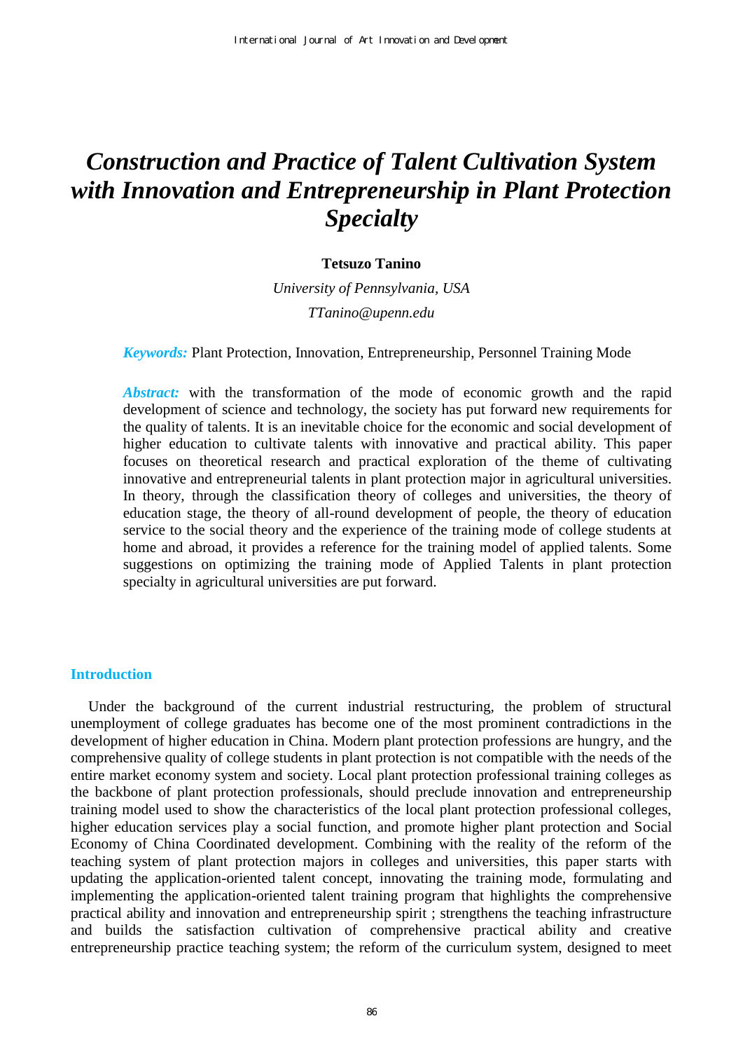# *Construction and Practice of Talent Cultivation System with Innovation and Entrepreneurship in Plant Protection Specialty*

**Tetsuzo Tanino**

*University of Pennsylvania, USA*

*TTanino@upenn.edu*

***Keywords:*** Plant Protection, Innovation, Entrepreneurship, Personnel Training Mode

***Abstract:*** with the transformation of the mode of economic growth and the rapid development of science and technology, the society has put forward new requirements for the quality of talents. It is an inevitable choice for the economic and social development of higher education to cultivate talents with innovative and practical ability. This paper focuses on theoretical research and practical exploration of the theme of cultivating innovative and entrepreneurial talents in plant protection major in agricultural universities. In theory, through the classification theory of colleges and universities, the theory of education stage, the theory of all-round development of people, the theory of education service to the social theory and the experience of the training mode of college students at home and abroad, it provides a reference for the training model of applied talents. Some suggestions on optimizing the training mode of Applied Talents in plant protection specialty in agricultural universities are put forward.

## Introduction

Under the background of the current industrial restructuring, the problem of structural unemployment of college graduates has become one of the most prominent contradictions in the development of higher education in China. Modern plant protection professions are hungry, and the comprehensive quality of college students in plant protection is not compatible with the needs of the entire market economy system and society. Local plant protection professional training colleges as the backbone of plant protection professionals, should preclude innovation and entrepreneurship training model used to show the characteristics of the local plant protection professional colleges, higher education services play a social function, and promote higher plant protection and Social Economy of China Coordinated development. Combining with the reality of the reform of the teaching system of plant protection majors in colleges and universities, this paper starts with updating the application-oriented talent concept, innovating the training mode, formulating and implementing the application-oriented talent training program that highlights the comprehensive practical ability and innovation and entrepreneurship spirit ; strengthens the teaching infrastructure and builds the satisfaction cultivation of comprehensive practical ability and creative entrepreneurship practice teaching system; the reform of the curriculum system, designed to meet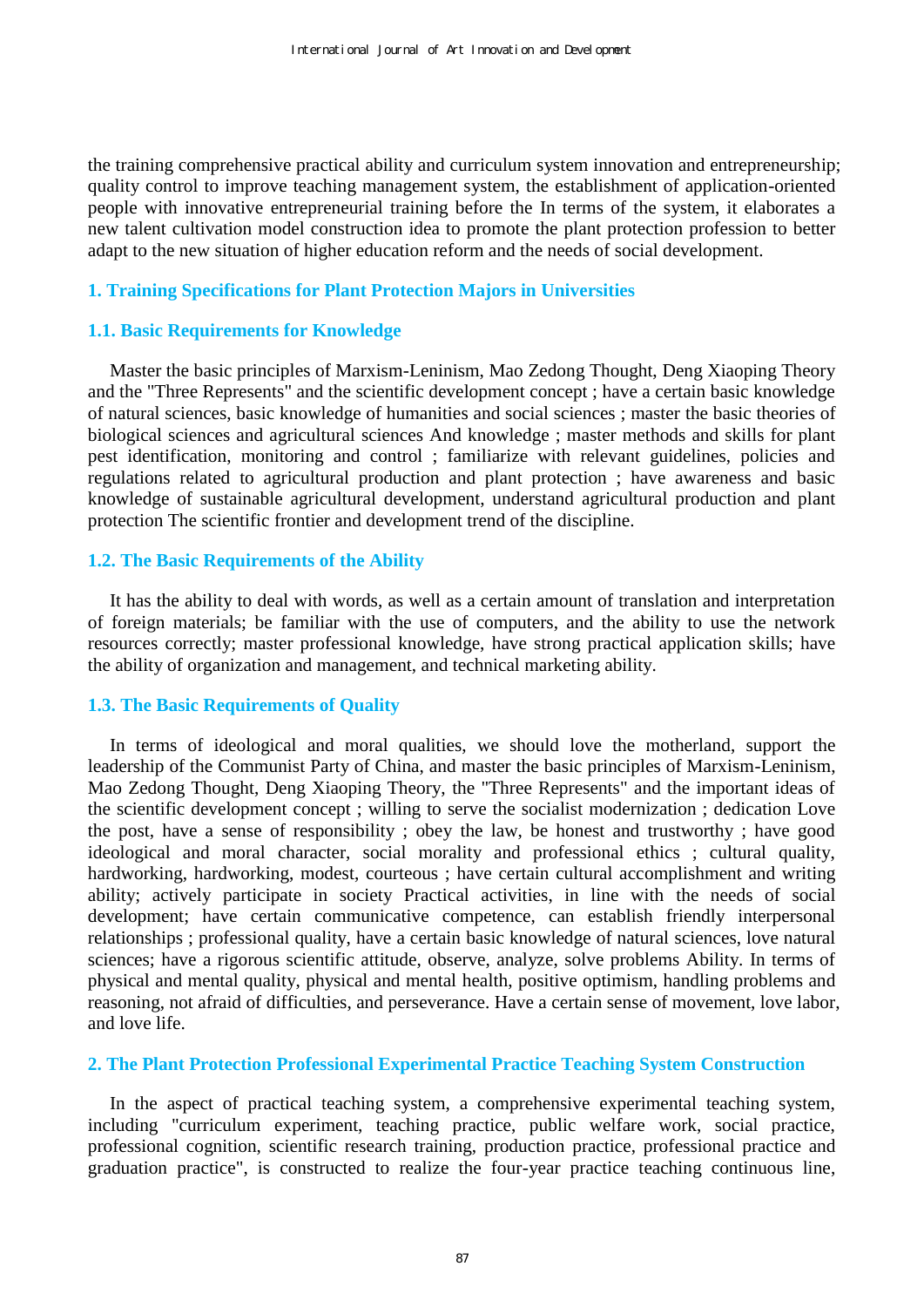the training comprehensive practical ability and curriculum system innovation and entrepreneurship; quality control to improve teaching management system, the establishment of application-oriented people with innovative entrepreneurial training before the In terms of the system, it elaborates a new talent cultivation model construction idea to promote the plant protection profession to better adapt to the new situation of higher education reform and the needs of social development.

## 1. Training Specifications for Plant Protection Majors in Universities

### 1.1. Basic Requirements for Knowledge

Master the basic principles of Marxism-Leninism, Mao Zedong Thought, Deng Xiaoping Theory and the "Three Represents" and the scientific development concept ; have a certain basic knowledge of natural sciences, basic knowledge of humanities and social sciences ; master the basic theories of biological sciences and agricultural sciences And knowledge ; master methods and skills for plant pest identification, monitoring and control ; familiarize with relevant guidelines, policies and regulations related to agricultural production and plant protection ; have awareness and basic knowledge of sustainable agricultural development, understand agricultural production and plant protection The scientific frontier and development trend of the discipline.

### 1.2. The Basic Requirements of the Ability

It has the ability to deal with words, as well as a certain amount of translation and interpretation of foreign materials; be familiar with the use of computers, and the ability to use the network resources correctly; master professional knowledge, have strong practical application skills; have the ability of organization and management, and technical marketing ability.

### 1.3. The Basic Requirements of Quality

In terms of ideological and moral qualities, we should love the motherland, support the leadership of the Communist Party of China, and master the basic principles of Marxism-Leninism, Mao Zedong Thought, Deng Xiaoping Theory, the "Three Represents" and the important ideas of the scientific development concept ; willing to serve the socialist modernization ; dedication Love the post, have a sense of responsibility ; obey the law, be honest and trustworthy ; have good ideological and moral character, social morality and professional ethics ; cultural quality, hardworking, hardworking, modest, courteous ; have certain cultural accomplishment and writing ability; actively participate in society Practical activities, in line with the needs of social development; have certain communicative competence, can establish friendly interpersonal relationships ; professional quality, have a certain basic knowledge of natural sciences, love natural sciences; have a rigorous scientific attitude, observe, analyze, solve problems Ability. In terms of physical and mental quality, physical and mental health, positive optimism, handling problems and reasoning, not afraid of difficulties, and perseverance. Have a certain sense of movement, love labor, and love life.

## 2. The Plant Protection Professional Experimental Practice Teaching System Construction

In the aspect of practical teaching system, a comprehensive experimental teaching system, including "curriculum experiment, teaching practice, public welfare work, social practice, professional cognition, scientific research training, production practice, professional practice and graduation practice", is constructed to realize the four-year practice teaching continuous line,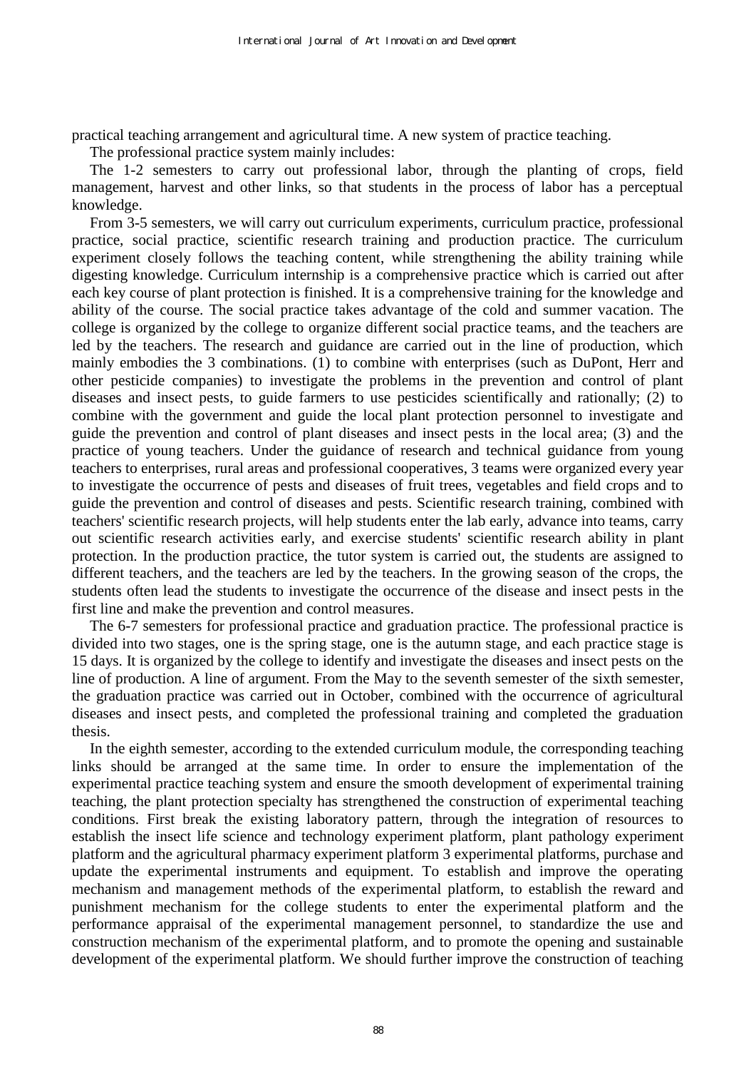practical teaching arrangement and agricultural time. A new system of practice teaching.

The professional practice system mainly includes:

The 1-2 semesters to carry out professional labor, through the planting of crops, field management, harvest and other links, so that students in the process of labor has a perceptual knowledge.

From 3-5 semesters, we will carry out curriculum experiments, curriculum practice, professional practice, social practice, scientific research training and production practice. The curriculum experiment closely follows the teaching content, while strengthening the ability training while digesting knowledge. Curriculum internship is a comprehensive practice which is carried out after each key course of plant protection is finished. It is a comprehensive training for the knowledge and ability of the course. The social practice takes advantage of the cold and summer vacation. The college is organized by the college to organize different social practice teams, and the teachers are led by the teachers. The research and guidance are carried out in the line of production, which mainly embodies the 3 combinations. (1) to combine with enterprises (such as DuPont, Herr and other pesticide companies) to investigate the problems in the prevention and control of plant diseases and insect pests, to guide farmers to use pesticides scientifically and rationally; (2) to combine with the government and guide the local plant protection personnel to investigate and guide the prevention and control of plant diseases and insect pests in the local area; (3) and the practice of young teachers. Under the guidance of research and technical guidance from young teachers to enterprises, rural areas and professional cooperatives, 3 teams were organized every year to investigate the occurrence of pests and diseases of fruit trees, vegetables and field crops and to guide the prevention and control of diseases and pests. Scientific research training, combined with teachers' scientific research projects, will help students enter the lab early, advance into teams, carry out scientific research activities early, and exercise students' scientific research ability in plant protection. In the production practice, the tutor system is carried out, the students are assigned to different teachers, and the teachers are led by the teachers. In the growing season of the crops, the students often lead the students to investigate the occurrence of the disease and insect pests in the first line and make the prevention and control measures.

The 6-7 semesters for professional practice and graduation practice. The professional practice is divided into two stages, one is the spring stage, one is the autumn stage, and each practice stage is 15 days. It is organized by the college to identify and investigate the diseases and insect pests on the line of production. A line of argument. From the May to the seventh semester of the sixth semester, the graduation practice was carried out in October, combined with the occurrence of agricultural diseases and insect pests, and completed the professional training and completed the graduation thesis.

In the eighth semester, according to the extended curriculum module, the corresponding teaching links should be arranged at the same time. In order to ensure the implementation of the experimental practice teaching system and ensure the smooth development of experimental training teaching, the plant protection specialty has strengthened the construction of experimental teaching conditions. First break the existing laboratory pattern, through the integration of resources to establish the insect life science and technology experiment platform, plant pathology experiment platform and the agricultural pharmacy experiment platform 3 experimental platforms, purchase and update the experimental instruments and equipment. To establish and improve the operating mechanism and management methods of the experimental platform, to establish the reward and punishment mechanism for the college students to enter the experimental platform and the performance appraisal of the experimental management personnel, to standardize the use and construction mechanism of the experimental platform, and to promote the opening and sustainable development of the experimental platform. We should further improve the construction of teaching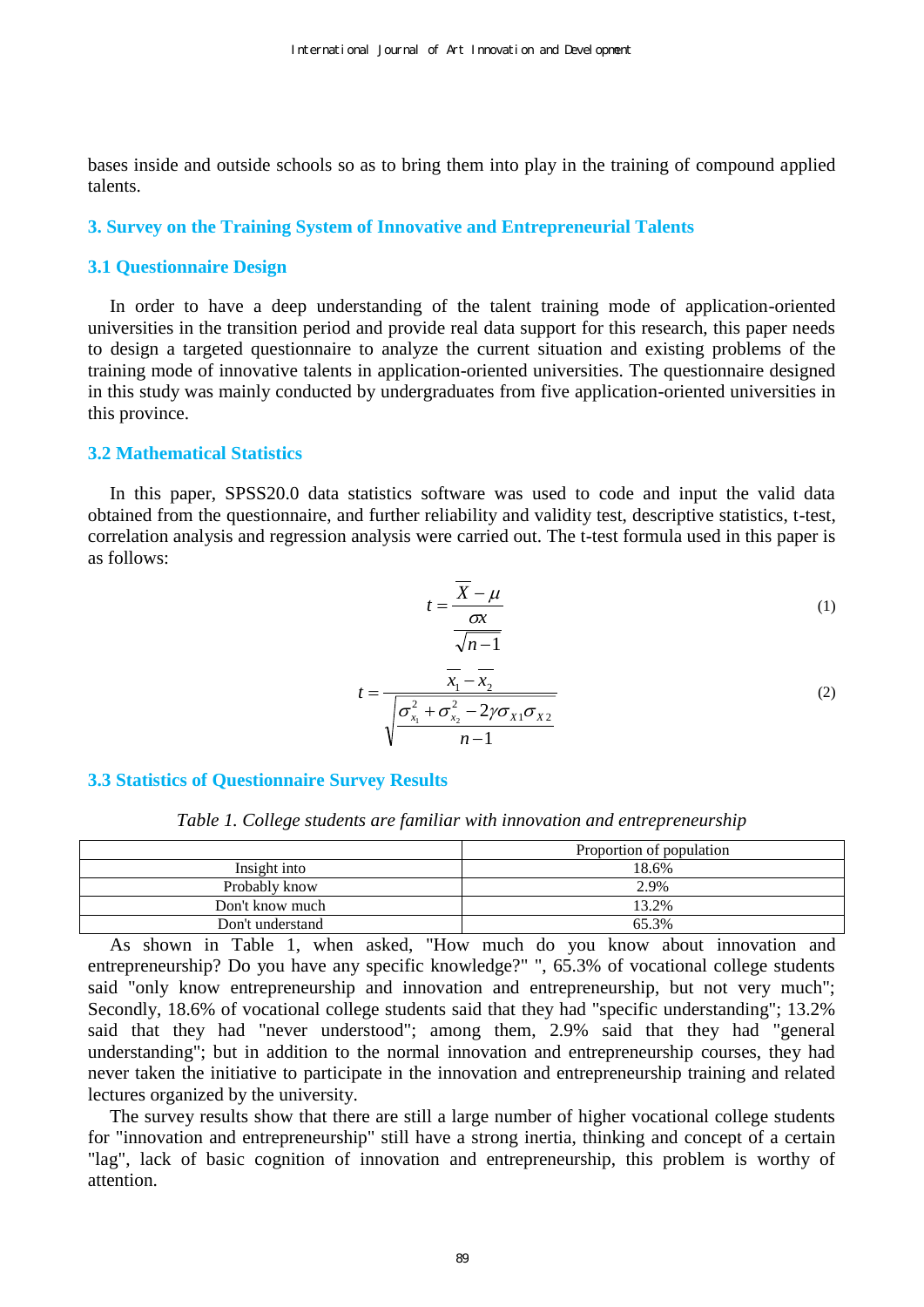bases inside and outside schools so as to bring them into play in the training of compound applied talents.

## 3. Survey on the Training System of Innovative and Entrepreneurial Talents

### 3.1 Questionnaire Design

In order to have a deep understanding of the talent training mode of application-oriented universities in the transition period and provide real data support for this research, this paper needs to design a targeted questionnaire to analyze the current situation and existing problems of the training mode of innovative talents in application-oriented universities. The questionnaire designed in this study was mainly conducted by undergraduates from five application-oriented universities in this province.

### 3.2 Mathematical Statistics

In this paper, SPSS20.0 data statistics software was used to code and input the valid data obtained from the questionnaire, and further reliability and validity test, descriptive statistics, t-test, correlation analysis and regression analysis were carried out. The t-test formula used in this paper is as follows:

$$t = \frac{\overline{X} - \mu}{\frac{\sigma x}{\sqrt{n-1}}} \tag{1}$$

$$t = \frac{\overline{x_1} - \overline{x_2}}{\sqrt{\frac{\sigma_{x_1}^2 + \sigma_{x_2}^2 - 2\gamma\sigma_{X1}\sigma_{X2}}{n-1}}} \tag{2}$$

### 3.3 Statistics of Questionnaire Survey Results

*Table 1. College students are familiar with innovation and entrepreneurship*

| | Proportion of population |
|---|---|
| Insight into | 18.6% |
| Probably know | 2.9% |
| Don't know much | 13.2% |
| Don't understand | 65.3% |

As shown in Table 1, when asked, "How much do you know about innovation and entrepreneurship? Do you have any specific knowledge?" ", 65.3% of vocational college students said "only know entrepreneurship and innovation and entrepreneurship, but not very much"; Secondly, 18.6% of vocational college students said that they had "specific understanding"; 13.2% said that they had "never understood"; among them, 2.9% said that they had "general understanding"; but in addition to the normal innovation and entrepreneurship courses, they had never taken the initiative to participate in the innovation and entrepreneurship training and related lectures organized by the university.

The survey results show that there are still a large number of higher vocational college students for "innovation and entrepreneurship" still have a strong inertia, thinking and concept of a certain "lag", lack of basic cognition of innovation and entrepreneurship, this problem is worthy of attention.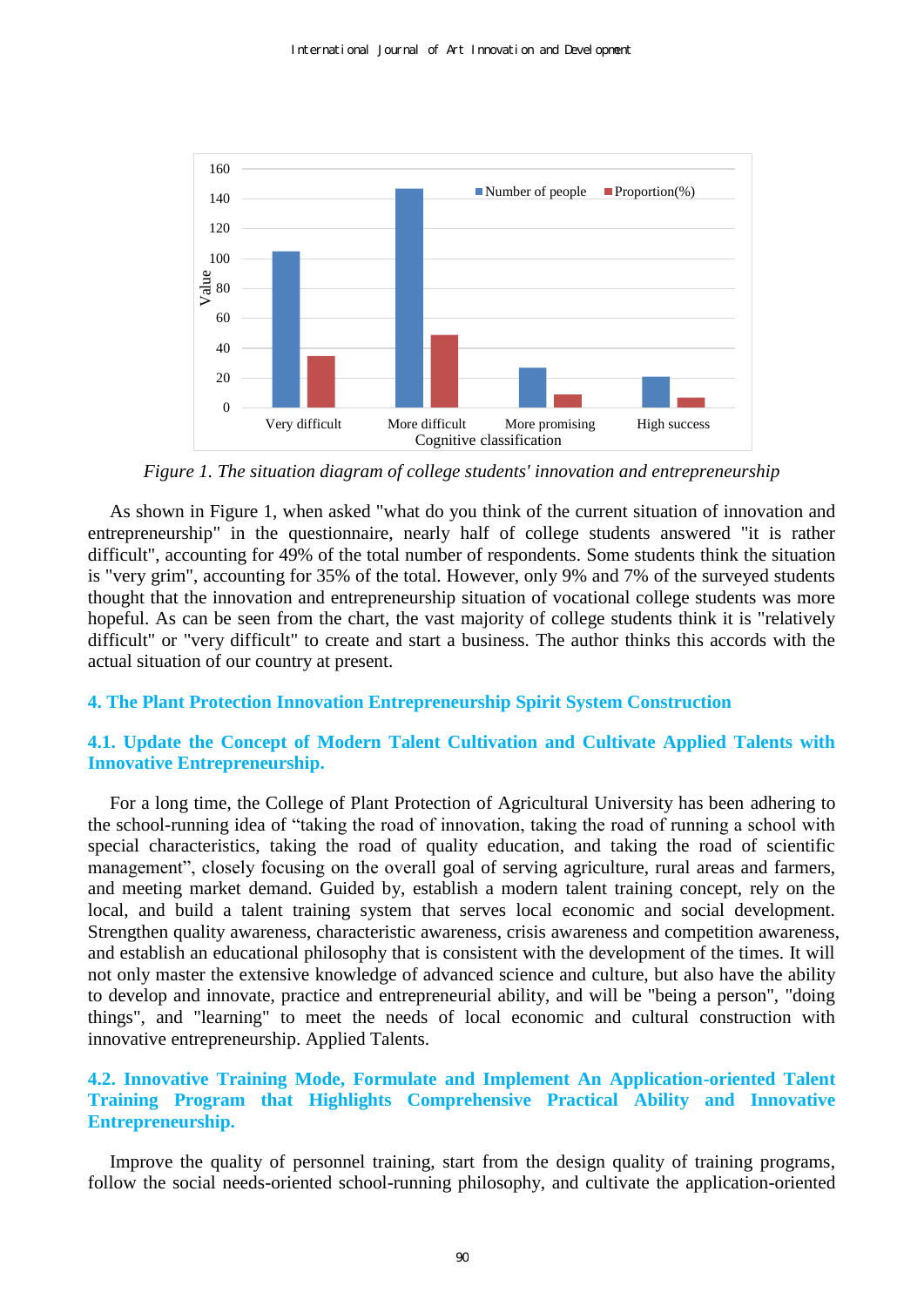*Figure 1. The situation diagram of college students' innovation and entrepreneurship*

As shown in Figure 1, when asked "what do you think of the current situation of innovation and entrepreneurship" in the questionnaire, nearly half of college students answered "it is rather difficult", accounting for 49% of the total number of respondents. Some students think the situation is "very grim", accounting for 35% of the total. However, only 9% and 7% of the surveyed students thought that the innovation and entrepreneurship situation of vocational college students was more hopeful. As can be seen from the chart, the vast majority of college students think it is "relatively difficult" or "very difficult" to create and start a business. The author thinks this accords with the actual situation of our country at present.

## 4. The Plant Protection Innovation Entrepreneurship Spirit System Construction

### 4.1. Update the Concept of Modern Talent Cultivation and Cultivate Applied Talents with Innovative Entrepreneurship.

For a long time, the College of Plant Protection of Agricultural University has been adhering to the school-running idea of “taking the road of innovation, taking the road of running a school with special characteristics, taking the road of quality education, and taking the road of scientific management”, closely focusing on the overall goal of serving agriculture, rural areas and farmers, and meeting market demand. Guided by, establish a modern talent training concept, rely on the local, and build a talent training system that serves local economic and social development. Strengthen quality awareness, characteristic awareness, crisis awareness and competition awareness, and establish an educational philosophy that is consistent with the development of the times. It will not only master the extensive knowledge of advanced science and culture, but also have the ability to develop and innovate, practice and entrepreneurial ability, and will be "being a person", "doing things", and "learning" to meet the needs of local economic and cultural construction with innovative entrepreneurship. Applied Talents.

### 4.2. Innovative Training Mode, Formulate and Implement An Application-oriented Talent Training Program that Highlights Comprehensive Practical Ability and Innovative Entrepreneurship.

Improve the quality of personnel training, start from the design quality of training programs, follow the social needs-oriented school-running philosophy, and cultivate the application-oriented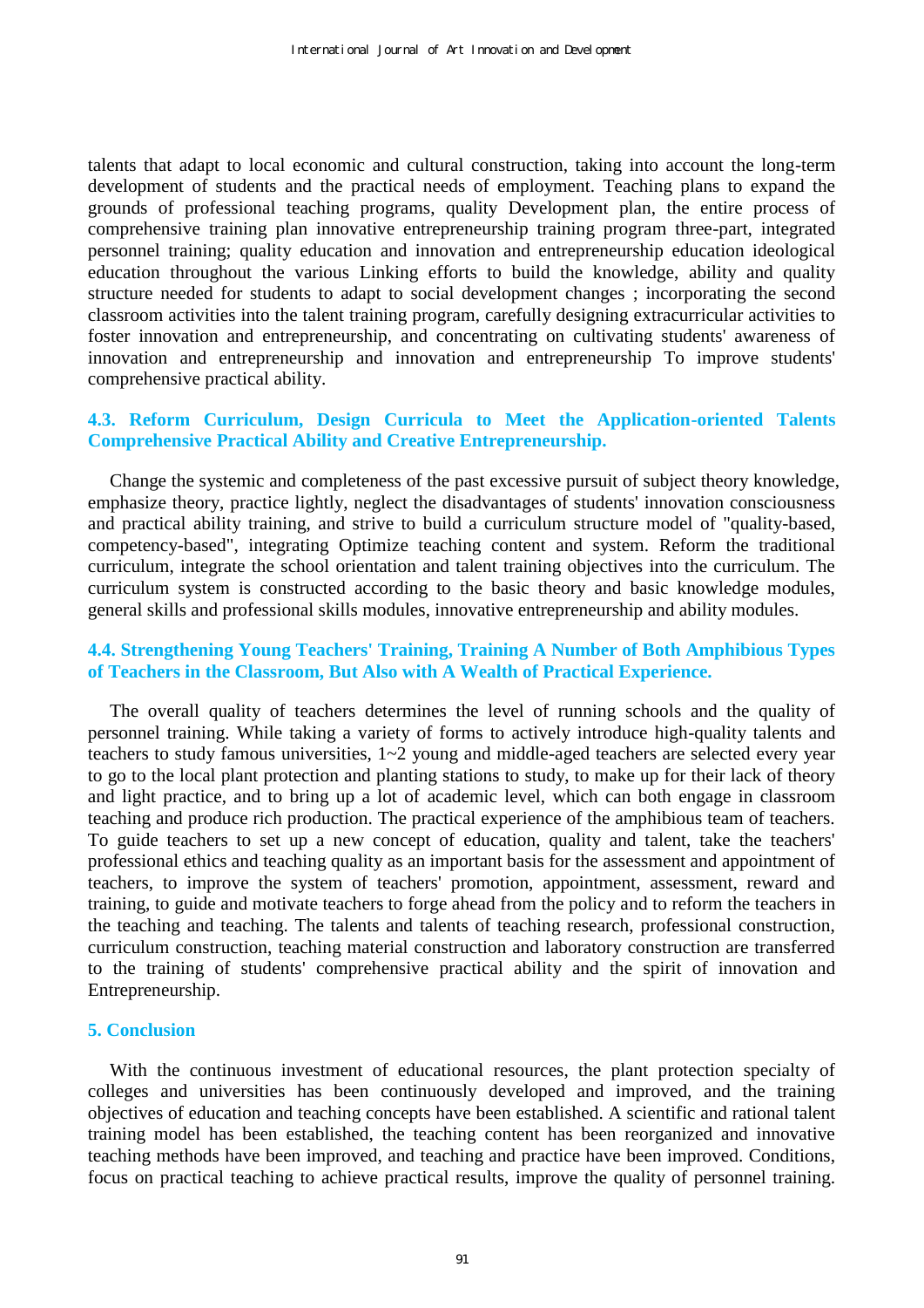talents that adapt to local economic and cultural construction, taking into account the long-term development of students and the practical needs of employment. Teaching plans to expand the grounds of professional teaching programs, quality Development plan, the entire process of comprehensive training plan innovative entrepreneurship training program three-part, integrated personnel training; quality education and innovation and entrepreneurship education ideological education throughout the various Linking efforts to build the knowledge, ability and quality structure needed for students to adapt to social development changes ; incorporating the second classroom activities into the talent training program, carefully designing extracurricular activities to foster innovation and entrepreneurship, and concentrating on cultivating students' awareness of innovation and entrepreneurship and innovation and entrepreneurship To improve students' comprehensive practical ability.

### 4.3. Reform Curriculum, Design Curricula to Meet the Application-oriented Talents Comprehensive Practical Ability and Creative Entrepreneurship.

Change the systemic and completeness of the past excessive pursuit of subject theory knowledge, emphasize theory, practice lightly, neglect the disadvantages of students' innovation consciousness and practical ability training, and strive to build a curriculum structure model of "quality-based, competency-based", integrating Optimize teaching content and system. Reform the traditional curriculum, integrate the school orientation and talent training objectives into the curriculum. The curriculum system is constructed according to the basic theory and basic knowledge modules, general skills and professional skills modules, innovative entrepreneurship and ability modules.

### 4.4. Strengthening Young Teachers' Training, Training A Number of Both Amphibious Types of Teachers in the Classroom, But Also with A Wealth of Practical Experience.

The overall quality of teachers determines the level of running schools and the quality of personnel training. While taking a variety of forms to actively introduce high-quality talents and teachers to study famous universities, 1~2 young and middle-aged teachers are selected every year to go to the local plant protection and planting stations to study, to make up for their lack of theory and light practice, and to bring up a lot of academic level, which can both engage in classroom teaching and produce rich production. The practical experience of the amphibious team of teachers. To guide teachers to set up a new concept of education, quality and talent, take the teachers' professional ethics and teaching quality as an important basis for the assessment and appointment of teachers, to improve the system of teachers' promotion, appointment, assessment, reward and training, to guide and motivate teachers to forge ahead from the policy and to reform the teachers in the teaching and teaching. The talents and talents of teaching research, professional construction, curriculum construction, teaching material construction and laboratory construction are transferred to the training of students' comprehensive practical ability and the spirit of innovation and Entrepreneurship.

## 5. Conclusion

With the continuous investment of educational resources, the plant protection specialty of colleges and universities has been continuously developed and improved, and the training objectives of education and teaching concepts have been established. A scientific and rational talent training model has been established, the teaching content has been reorganized and innovative teaching methods have been improved, and teaching and practice have been improved. Conditions, focus on practical teaching to achieve practical results, improve the quality of personnel training.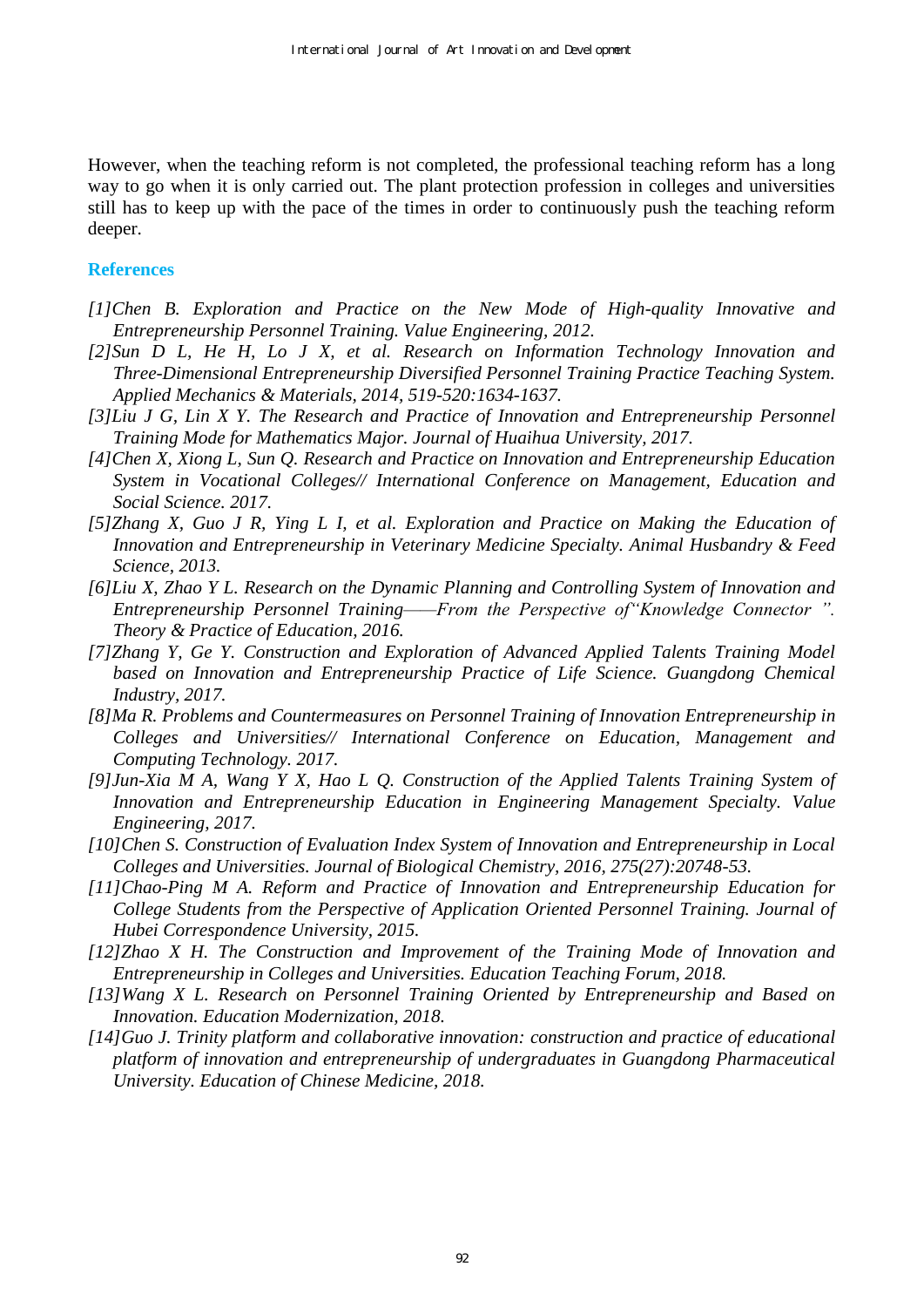However, when the teaching reform is not completed, the professional teaching reform has a long way to go when it is only carried out. The plant protection profession in colleges and universities still has to keep up with the pace of the times in order to continuously push the teaching reform deeper.

## References

*[1]Chen B. Exploration and Practice on the New Mode of High-quality Innovative and Entrepreneurship Personnel Training. Value Engineering, 2012.*

*[2]Sun D L, He H, Lo J X, et al. Research on Information Technology Innovation and Three-Dimensional Entrepreneurship Diversified Personnel Training Practice Teaching System. Applied Mechanics & Materials, 2014, 519-520:1634-1637.*

*[3]Liu J G, Lin X Y. The Research and Practice of Innovation and Entrepreneurship Personnel Training Mode for Mathematics Major. Journal of Huaihua University, 2017.*

*[4]Chen X, Xiong L, Sun Q. Research and Practice on Innovation and Entrepreneurship Education System in Vocational Colleges// International Conference on Management, Education and Social Science. 2017.*

*[5]Zhang X, Guo J R, Ying L I, et al. Exploration and Practice on Making the Education of Innovation and Entrepreneurship in Veterinary Medicine Specialty. Animal Husbandry & Feed Science, 2013.*

*[6]Liu X, Zhao Y L. Research on the Dynamic Planning and Controlling System of Innovation and Entrepreneurship Personnel Training——From the Perspective of"Knowledge Connector ". Theory & Practice of Education, 2016.*

*[7]Zhang Y, Ge Y. Construction and Exploration of Advanced Applied Talents Training Model based on Innovation and Entrepreneurship Practice of Life Science. Guangdong Chemical Industry, 2017.*

*[8]Ma R. Problems and Countermeasures on Personnel Training of Innovation Entrepreneurship in Colleges and Universities// International Conference on Education, Management and Computing Technology. 2017.*

*[9]Jun-Xia M A, Wang Y X, Hao L Q. Construction of the Applied Talents Training System of Innovation and Entrepreneurship Education in Engineering Management Specialty. Value Engineering, 2017.*

*[10]Chen S. Construction of Evaluation Index System of Innovation and Entrepreneurship in Local Colleges and Universities. Journal of Biological Chemistry, 2016, 275(27):20748-53.*

*[11]Chao-Ping M A. Reform and Practice of Innovation and Entrepreneurship Education for College Students from the Perspective of Application Oriented Personnel Training. Journal of Hubei Correspondence University, 2015.*

*[12]Zhao X H. The Construction and Improvement of the Training Mode of Innovation and Entrepreneurship in Colleges and Universities. Education Teaching Forum, 2018.*

*[13]Wang X L. Research on Personnel Training Oriented by Entrepreneurship and Based on Innovation. Education Modernization, 2018.*

*[14]Guo J. Trinity platform and collaborative innovation: construction and practice of educational platform of innovation and entrepreneurship of undergraduates in Guangdong Pharmaceutical University. Education of Chinese Medicine, 2018.*